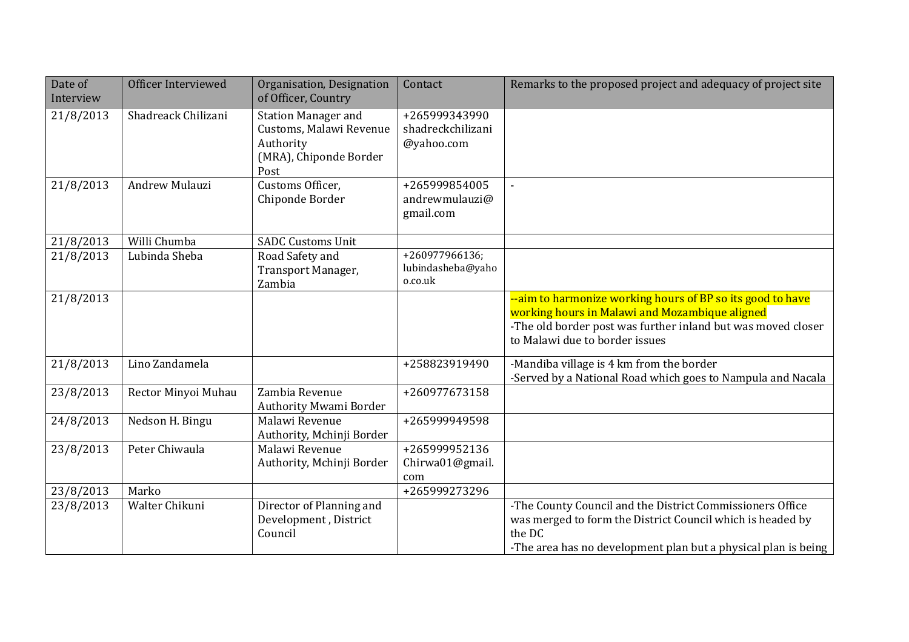| Date of Interview | Officer Interviewed | Organisation, Designation of Officer, Country | Contact | Remarks to the proposed project and adequacy of project site |
|---|---|---|---|---|
| 21/8/2013 | Shadreack Chilizani | Station Manager and Customs, Malawi Revenue Authority (MRA), Chiponde Border Post | +265999343990 shadreckchilizani@yahoo.com | |
| 21/8/2013 | Andrew Mulauzi | Customs Officer, Chiponde Border | +265999854005 andrewmulauzi@gmail.com | - |
| 21/8/2013 | Willi Chumba | SADC Customs Unit | | |
| 21/8/2013 | Lubinda Sheba | Road Safety and Transport Manager, Zambia | +260977966136; lubindasheba@yahoo.co.uk | |
| 21/8/2013 | | | | --aim to harmonize working hours of BP so its good to have working hours in Malawi and Mozambique aligned<br>-The old border post was further inland but was moved closer to Malawi due to border issues |
| 21/8/2013 | Lino Zandamela | | +258823919490 | -Mandiba village is 4 km from the border<br>-Served by a National Road which goes to Nampula and Nacala |
| 23/8/2013 | Rector Minyoi Muhau | Zambia Revenue Authority Mwami Border | +260977673158 | |
| 24/8/2013 | Nedson H. Bingu | Malawi Revenue Authority, Mchinji Border | +265999949598 | |
| 23/8/2013 | Peter Chiwaula | Malawi Revenue Authority, Mchinji Border | +265999952136 Chirwa01@gmail.com | |
| 23/8/2013 | Marko | | +265999273296 | |
| 23/8/2013 | Walter Chikuni | Director of Planning and Development , District Council | | -The County Council and the District Commissioners Office was merged to form the District Council which is headed by the DC<br>-The area has no development plan but a physical plan is being |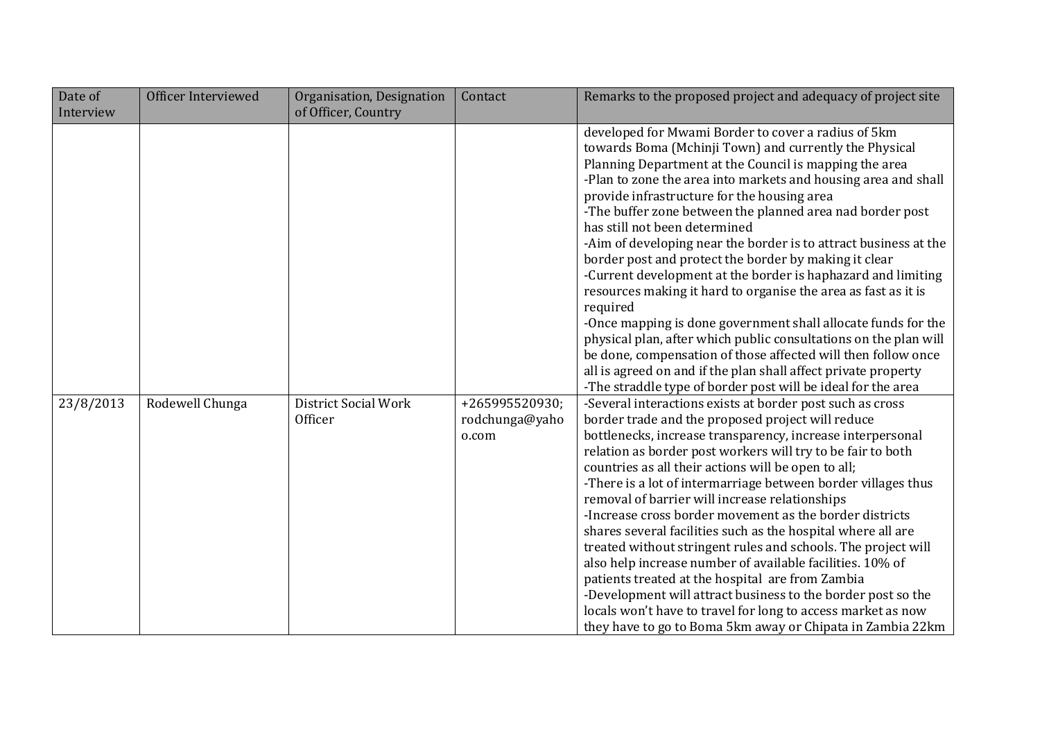| Date of Interview | Officer Interviewed | Organisation, Designation of Officer, Country | Contact | Remarks to the proposed project and adequacy of project site |
|---|---|---|---|---|
| | | | | developed for Mwami Border to cover a radius of 5km towards Boma (Mchinji Town) and currently the Physical Planning Department at the Council is mapping the area<br>-Plan to zone the area into markets and housing area and shall provide infrastructure for the housing area<br>-The buffer zone between the planned area nad border post has still not been determined<br>-Aim of developing near the border is to attract business at the border post and protect the border by making it clear<br>-Current development at the border is haphazard and limiting resources making it hard to organise the area as fast as it is required<br>-Once mapping is done government shall allocate funds for the physical plan, after which public consultations on the plan will be done, compensation of those affected will then follow once all is agreed on and if the plan shall affect private property<br>-The straddle type of border post will be ideal for the area |
| 23/8/2013 | Rodewell Chunga | District Social Work Officer | +265995520930; rodchunga@yahoo.com | -Several interactions exists at border post such as cross border trade and the proposed project will reduce bottlenecks, increase transparency, increase interpersonal relation as border post workers will try to be fair to both countries as all their actions will be open to all;<br>-There is a lot of intermarriage between border villages thus removal of barrier will increase relationships<br>-Increase cross border movement as the border districts shares several facilities such as the hospital where all are treated without stringent rules and schools. The project will also help increase number of available facilities. 10% of patients treated at the hospital are from Zambia<br>-Development will attract business to the border post so the locals won't have to travel for long to access market as now they have to go to Boma 5km away or Chipata in Zambia 22km |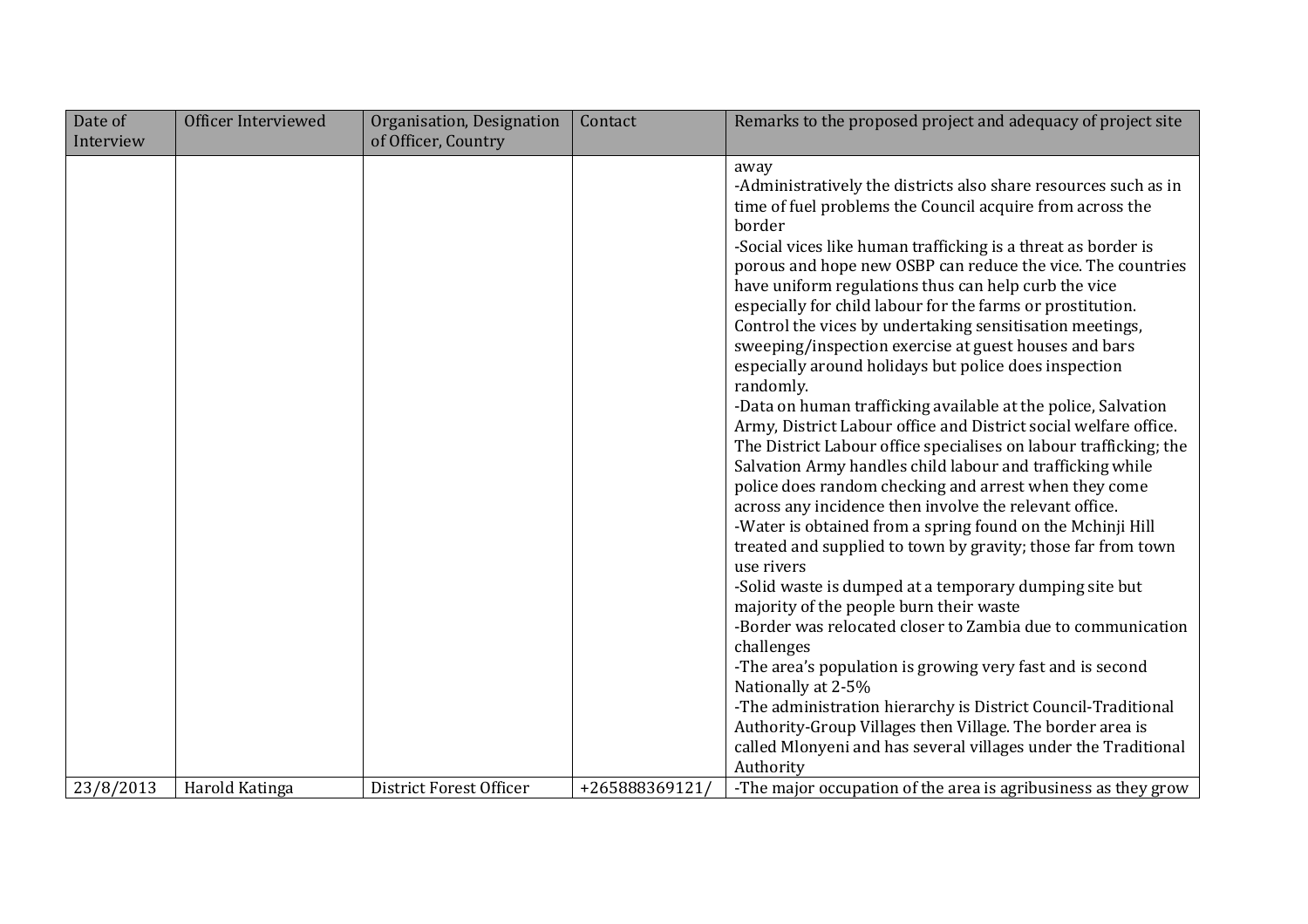| Date of Interview | Officer Interviewed | Organisation, Designation of Officer, Country | Contact | Remarks to the proposed project and adequacy of project site |
|---|---|---|---|---|
| | | | | away<br>-Administratively the districts also share resources such as in time of fuel problems the Council acquire from across the border<br>-Social vices like human trafficking is a threat as border is porous and hope new OSBP can reduce the vice. The countries have uniform regulations thus can help curb the vice especially for child labour for the farms or prostitution. Control the vices by undertaking sensitisation meetings, sweeping/inspection exercise at guest houses and bars especially around holidays but police does inspection randomly.<br>-Data on human trafficking available at the police, Salvation Army, District Labour office and District social welfare office. The District Labour office specialises on labour trafficking; the Salvation Army handles child labour and trafficking while police does random checking and arrest when they come across any incidence then involve the relevant office.<br>-Water is obtained from a spring found on the Mchinji Hill treated and supplied to town by gravity; those far from town use rivers<br>-Solid waste is dumped at a temporary dumping site but majority of the people burn their waste<br>-Border was relocated closer to Zambia due to communication challenges<br>-The area's population is growing very fast and is second Nationally at 2-5%<br>-The administration hierarchy is District Council-Traditional Authority-Group Villages then Village. The border area is called Mlonyeni and has several villages under the Traditional Authority |
| 23/8/2013 | Harold Katinga | District Forest Officer | +265888369121/ | -The major occupation of the area is agribusiness as they grow |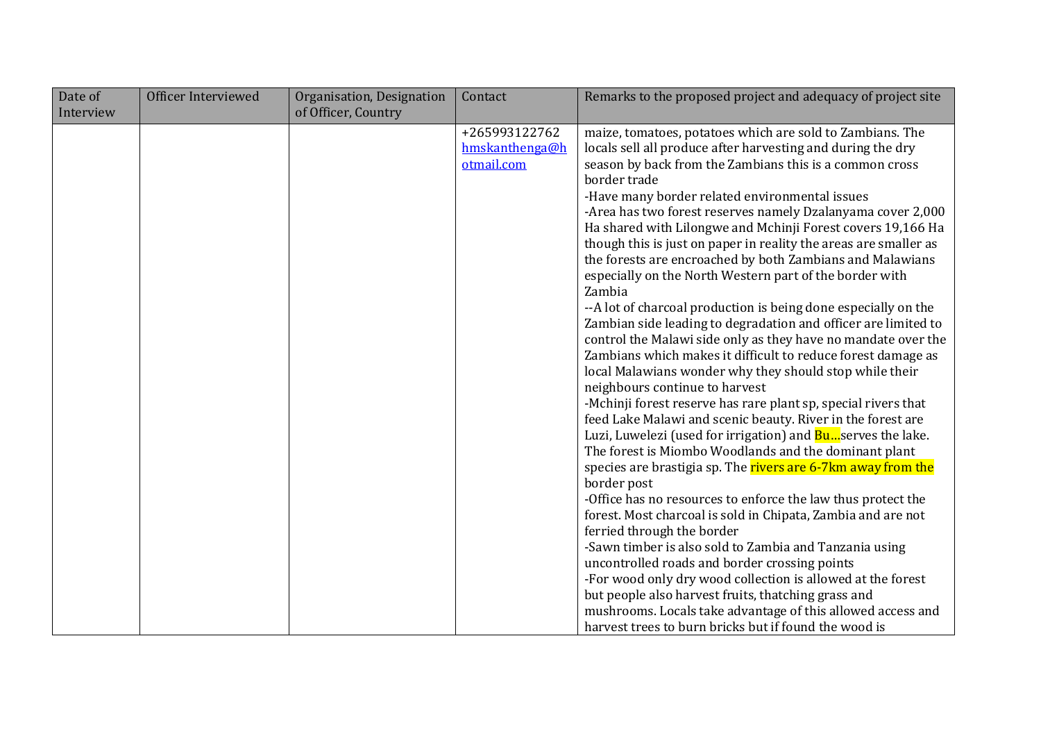| Date of Interview | Officer Interviewed | Organisation, Designation of Officer, Country | Contact | Remarks to the proposed project and adequacy of project site |
|---|---|---|---|---|
| | | | +265993122762 hmskanthenga@hotmail.com | maize, tomatoes, potatoes which are sold to Zambians. The locals sell all produce after harvesting and during the dry season by back from the Zambians this is a common cross border trade<br>-Have many border related environmental issues<br>-Area has two forest reserves namely Dzalanyama cover 2,000 Ha shared with Lilongwe and Mchinji Forest covers 19,166 Ha though this is just on paper in reality the areas are smaller as the forests are encroached by both Zambians and Malawians especially on the North Western part of the border with Zambia<br>--A lot of charcoal production is being done especially on the Zambian side leading to degradation and officer are limited to control the Malawi side only as they have no mandate over the Zambians which makes it difficult to reduce forest damage as local Malawians wonder why they should stop while their neighbours continue to harvest<br>-Mchinji forest reserve has rare plant sp, special rivers that feed Lake Malawi and scenic beauty. River in the forest are Luzi, Luwelezi (used for irrigation) and Bu....serves the lake. The forest is Miombo Woodlands and the dominant plant species are brastigia sp. The rivers are 6-7km away from the border post<br>-Office has no resources to enforce the law thus protect the forest. Most charcoal is sold in Chipata, Zambia and are not ferried through the border<br>-Sawn timber is also sold to Zambia and Tanzania using uncontrolled roads and border crossing points<br>-For wood only dry wood collection is allowed at the forest but people also harvest fruits, thatching grass and mushrooms. Locals take advantage of this allowed access and harvest trees to burn bricks but if found the wood is |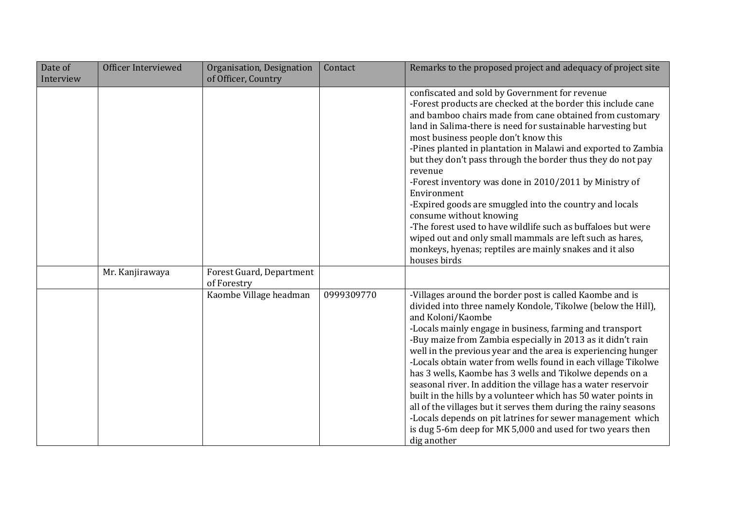| Date of Interview | Officer Interviewed | Organisation, Designation of Officer, Country | Contact | Remarks to the proposed project and adequacy of project site |
|---|---|---|---|---|
| | | | | confiscated and sold by Government for revenue<br>-Forest products are checked at the border this include cane and bamboo chairs made from cane obtained from customary land in Salima-there is need for sustainable harvesting but most business people don't know this<br>-Pines planted in plantation in Malawi and exported to Zambia but they don't pass through the border thus they do not pay revenue<br>-Forest inventory was done in 2010/2011 by Ministry of Environment<br>-Expired goods are smuggled into the country and locals consume without knowing<br>-The forest used to have wildlife such as buffaloes but were wiped out and only small mammals are left such as hares, monkeys, hyenas; reptiles are mainly snakes and it also houses birds |
| | Mr. Kanjirawaya | Forest Guard, Department of Forestry | | |
| | | Kaombe Village headman | 0999309770 | -Villages around the border post is called Kaombe and is divided into three namely Kondole, Tikolwe (below the Hill), and Koloni/Kaombe<br>-Locals mainly engage in business, farming and transport<br>-Buy maize from Zambia especially in 2013 as it didn't rain well in the previous year and the area is experiencing hunger<br>-Locals obtain water from wells found in each village Tikolwe has 3 wells, Kaombe has 3 wells and Tikolwe depends on a seasonal river. In addition the village has a water reservoir built in the hills by a volunteer which has 50 water points in all of the villages but it serves them during the rainy seasons<br>-Locals depends on pit latrines for sewer management which is dug 5-6m deep for MK 5,000 and used for two years then dig another |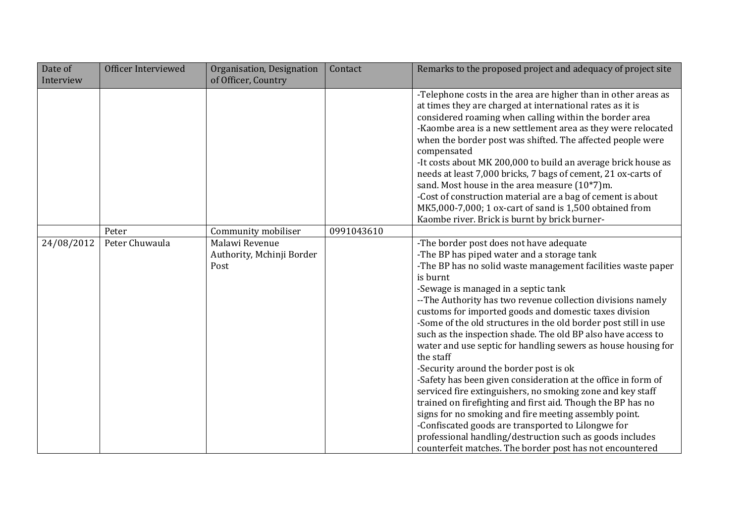| Date of Interview | Officer Interviewed | Organisation, Designation of Officer, Country | Contact | Remarks to the proposed project and adequacy of project site |
|---|---|---|---|---|
| | | | | -Telephone costs in the area are higher than in other areas as at times they are charged at international rates as it is considered roaming when calling within the border area<br>-Kaombe area is a new settlement area as they were relocated when the border post was shifted. The affected people were compensated<br>-It costs about MK 200,000 to build an average brick house as needs at least 7,000 bricks, 7 bags of cement, 21 ox-carts of sand. Most house in the area measure (10*7)m.<br>-Cost of construction material are a bag of cement is about MK5,000-7,000; 1 ox-cart of sand is 1,500 obtained from Kaombe river. Brick is burnt by brick burner- |
| | Peter | Community mobiliser | 0991043610 | |
| 24/08/2012 | Peter Chuwaula | Malawi Revenue Authority, Mchinji Border Post | | -The border post does not have adequate<br>-The BP has piped water and a storage tank<br>-The BP has no solid waste management facilities waste paper is burnt<br>-Sewage is managed in a septic tank<br>--The Authority has two revenue collection divisions namely customs for imported goods and domestic taxes division<br>-Some of the old structures in the old border post still in use such as the inspection shade. The old BP also have access to water and use septic for handling sewers as house housing for the staff<br>-Security around the border post is ok<br>-Safety has been given consideration at the office in form of serviced fire extinguishers, no smoking zone and key staff trained on firefighting and first aid. Though the BP has no signs for no smoking and fire meeting assembly point.<br>-Confiscated goods are transported to Lilongwe for professional handling/destruction such as goods includes counterfeit matches. The border post has not encountered |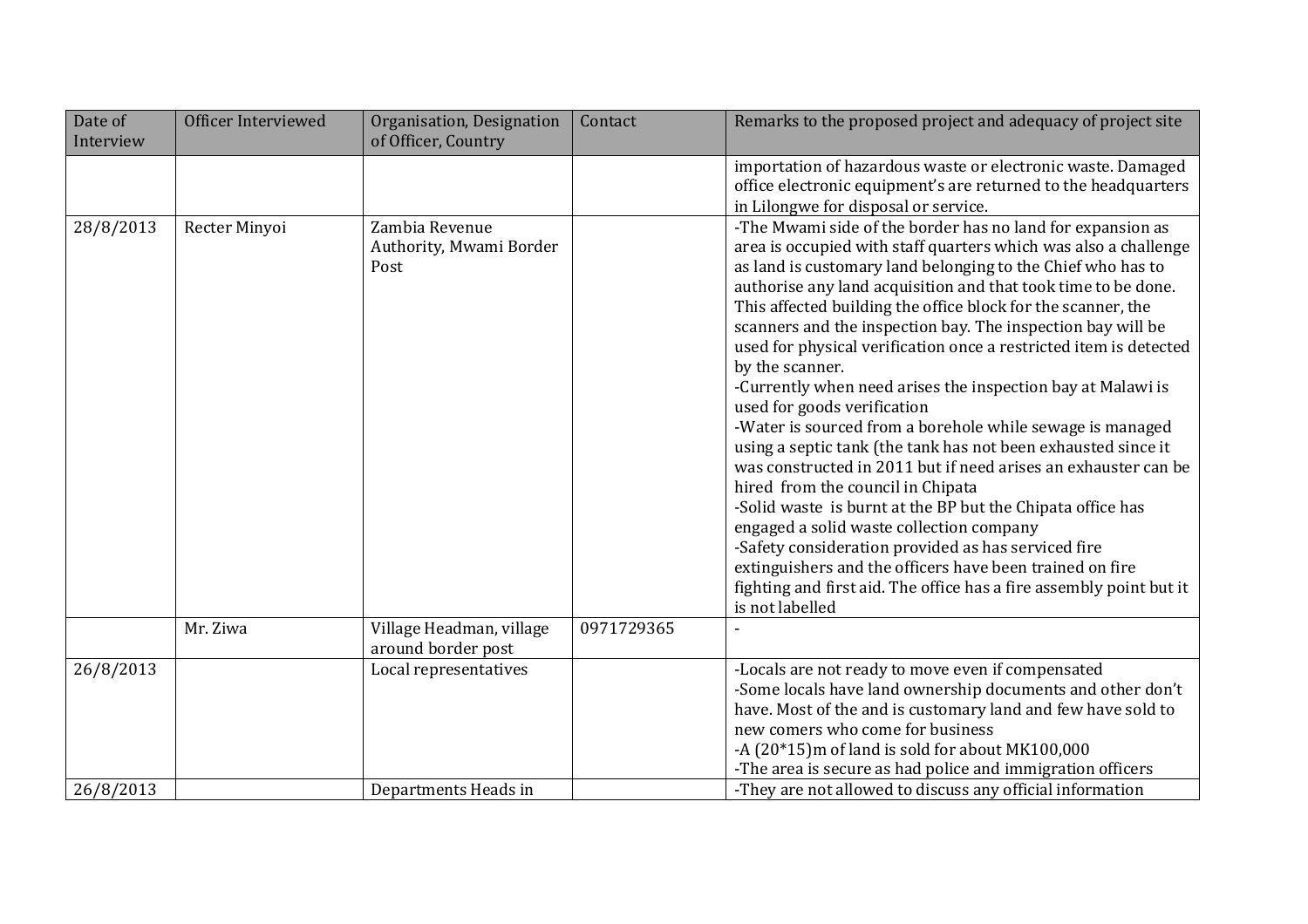| Date of Interview | Officer Interviewed | Organisation, Designation of Officer, Country | Contact | Remarks to the proposed project and adequacy of project site |
|---|---|---|---|---|
| | | | | importation of hazardous waste or electronic waste. Damaged office electronic equipment's are returned to the headquarters in Lilongwe for disposal or service. |
| 28/8/2013 | Recter Minyoi | Zambia Revenue Authority, Mwami Border Post | | -The Mwami side of the border has no land for expansion as area is occupied with staff quarters which was also a challenge as land is customary land belonging to the Chief who has to authorise any land acquisition and that took time to be done. This affected building the office block for the scanner, the scanners and the inspection bay. The inspection bay will be used for physical verification once a restricted item is detected by the scanner.<br>-Currently when need arises the inspection bay at Malawi is used for goods verification<br>-Water is sourced from a borehole while sewage is managed using a septic tank (the tank has not been exhausted since it was constructed in 2011 but if need arises an exhauster can be hired from the council in Chipata<br>-Solid waste is burnt at the BP but the Chipata office has engaged a solid waste collection company<br>-Safety consideration provided as has serviced fire extinguishers and the officers have been trained on fire fighting and first aid. The office has a fire assembly point but it is not labelled |
| | Mr. Ziwa | Village Headman, village around border post | 0971729365 | - |
| 26/8/2013 | | Local representatives | | -Locals are not ready to move even if compensated<br>-Some locals have land ownership documents and other don't have. Most of the and is customary land and few have sold to new comers who come for business<br>-A (20*15)m of land is sold for about MK100,000<br>-The area is secure as had police and immigration officers |
| 26/8/2013 | | Departments Heads in | | -They are not allowed to discuss any official information |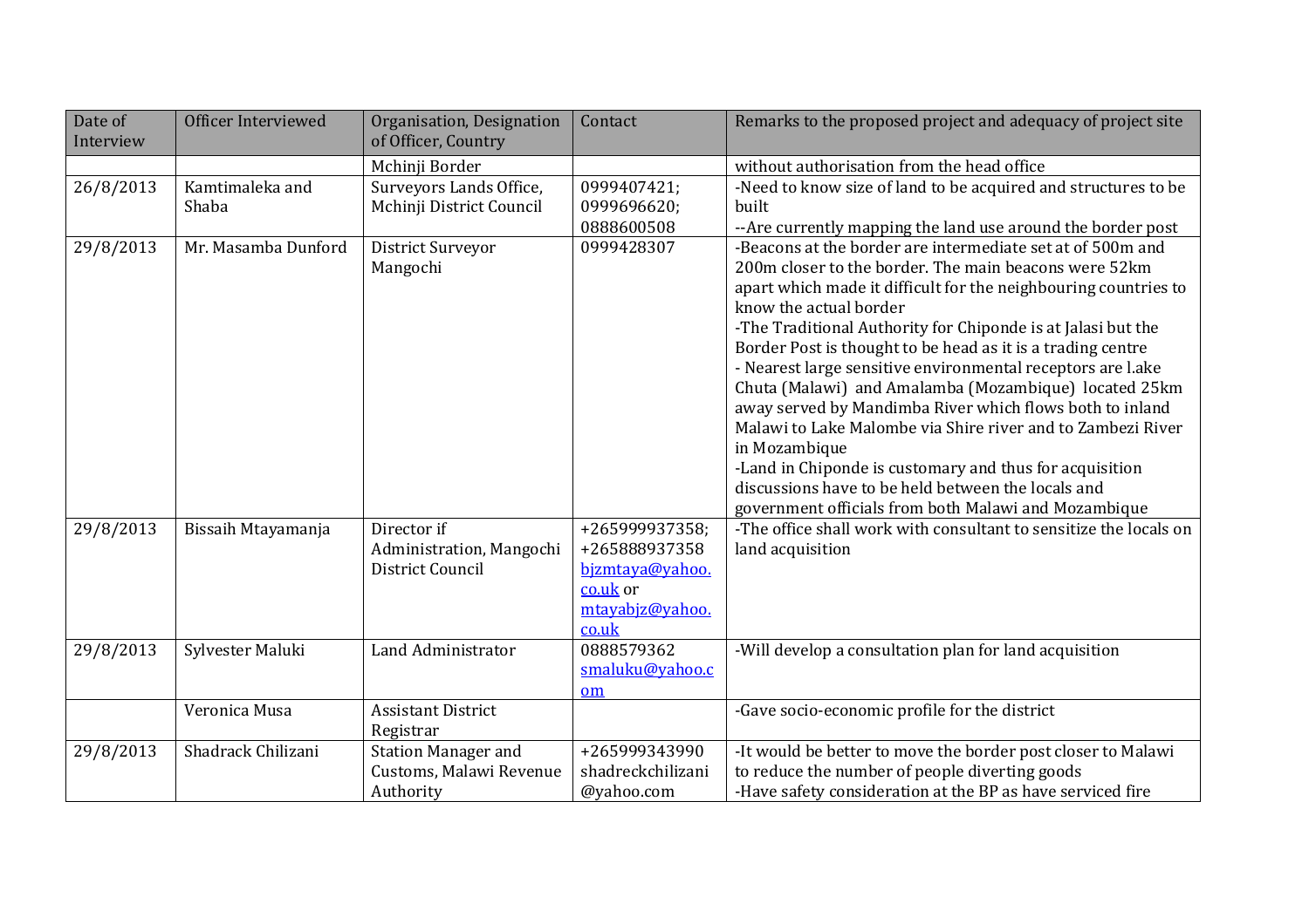| Date of Interview | Officer Interviewed | Organisation, Designation of Officer, Country | Contact | Remarks to the proposed project and adequacy of project site |
|---|---|---|---|---|
| | | Mchinji Border | | without authorisation from the head office |
| 26/8/2013 | Kamtimaleka and Shaba | Surveyors Lands Office, Mchinji District Council | 0999407421; 0999696620; 0888600508 | -Need to know size of land to be acquired and structures to be built<br>--Are currently mapping the land use around the border post |
| 29/8/2013 | Mr. Masamba Dunford | District Surveyor Mangochi | 0999428307 | -Beacons at the border are intermediate set at of 500m and 200m closer to the border. The main beacons were 52km apart which made it difficult for the neighbouring countries to know the actual border<br>-The Traditional Authority for Chiponde is at Jalasi but the Border Post is thought to be head as it is a trading centre<br>- Nearest large sensitive environmental receptors are l.ake Chuta (Malawi) and Amalamba (Mozambique) located 25km away served by Mandimba River which flows both to inland Malawi to Lake Malombe via Shire river and to Zambezi River in Mozambique<br>-Land in Chiponde is customary and thus for acquisition discussions have to be held between the locals and government officials from both Malawi and Mozambique |
| 29/8/2013 | Bissaih Mtayamanja | Director if Administration, Mangochi District Council | +265999937358; +265888937358 bjzmtaya@yahoo.co.uk or mtayabjz@yahoo.co.uk | -The office shall work with consultant to sensitize the locals on land acquisition |
| 29/8/2013 | Sylvester Maluki | Land Administrator | 0888579362 smaluku@yahoo.com | -Will develop a consultation plan for land acquisition |
| | Veronica Musa | Assistant District Registrar | | -Gave socio-economic profile for the district |
| 29/8/2013 | Shadrack Chilizani | Station Manager and Customs, Malawi Revenue Authority | +265999343990 shadreckchilizani@yahoo.com | -It would be better to move the border post closer to Malawi to reduce the number of people diverting goods<br>-Have safety consideration at the BP as have serviced fire |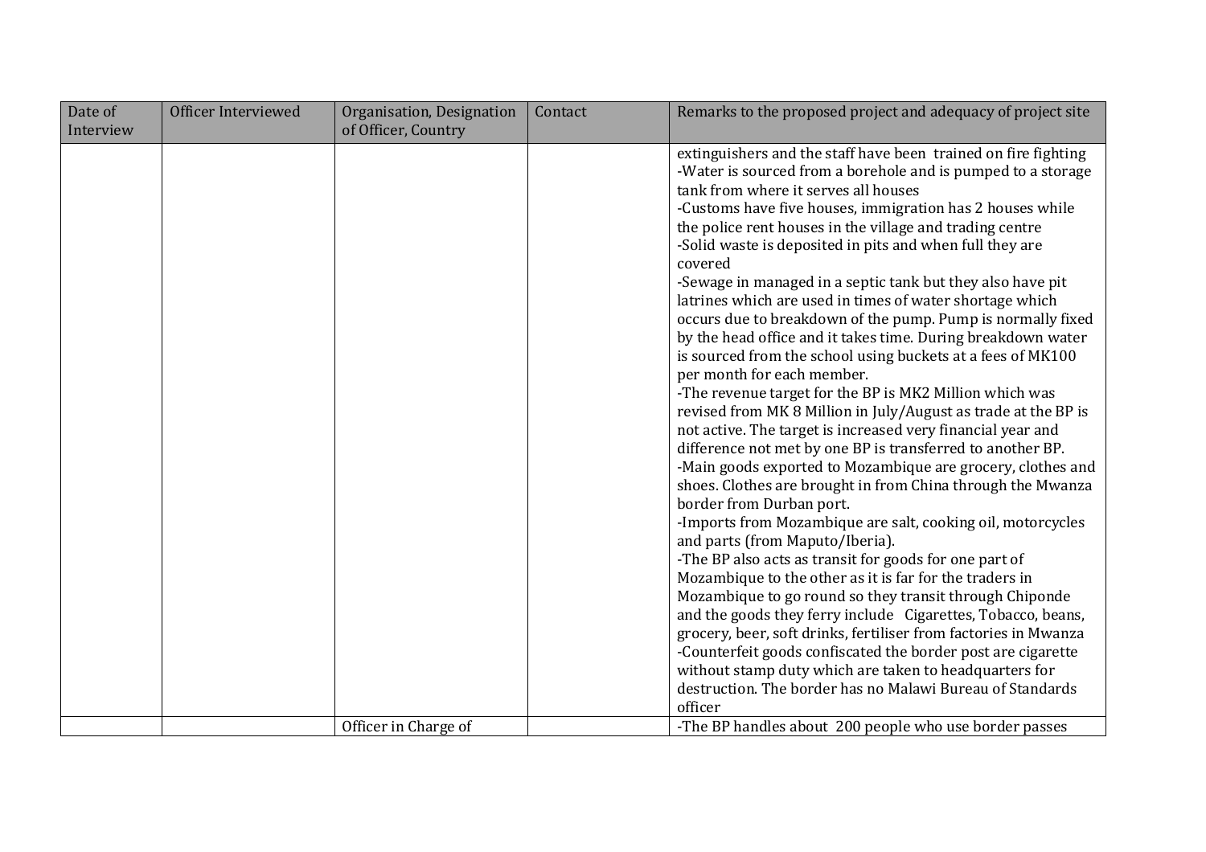| Date of Interview | Officer Interviewed | Organisation, Designation of Officer, Country | Contact | Remarks to the proposed project and adequacy of project site |
|---|---|---|---|---|
| | | | | extinguishers and the staff have been trained on fire fighting<br>-Water is sourced from a borehole and is pumped to a storage tank from where it serves all houses<br>-Customs have five houses, immigration has 2 houses while the police rent houses in the village and trading centre<br>-Solid waste is deposited in pits and when full they are covered<br>-Sewage in managed in a septic tank but they also have pit latrines which are used in times of water shortage which occurs due to breakdown of the pump. Pump is normally fixed by the head office and it takes time. During breakdown water is sourced from the school using buckets at a fees of MK100 per month for each member.<br>-The revenue target for the BP is MK2 Million which was revised from MK 8 Million in July/August as trade at the BP is not active. The target is increased very financial year and difference not met by one BP is transferred to another BP.<br>-Main goods exported to Mozambique are grocery, clothes and shoes. Clothes are brought in from China through the Mwanza border from Durban port.<br>-Imports from Mozambique are salt, cooking oil, motorcycles and parts (from Maputo/Iberia).<br>-The BP also acts as transit for goods for one part of Mozambique to the other as it is far for the traders in Mozambique to go round so they transit through Chiponde and the goods they ferry include Cigarettes, Tobacco, beans, grocery, beer, soft drinks, fertiliser from factories in Mwanza<br>-Counterfeit goods confiscated the border post are cigarette without stamp duty which are taken to headquarters for destruction. The border has no Malawi Bureau of Standards officer |
| | | Officer in Charge of | | -The BP handles about 200 people who use border passes |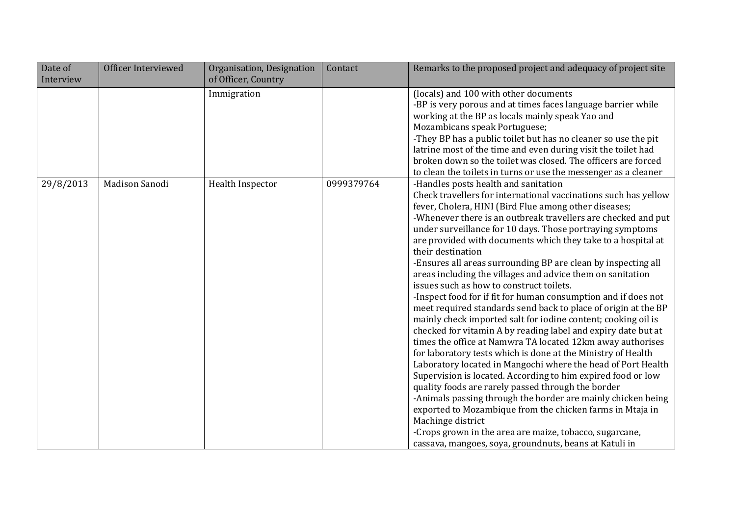| Date of Interview | Officer Interviewed | Organisation, Designation of Officer, Country | Contact | Remarks to the proposed project and adequacy of project site |
| --- | --- | --- | --- | --- |
| | | Immigration | | (locals) and 100 with other documents<br>-BP is very porous and at times faces language barrier while working at the BP as locals mainly speak Yao and Mozambicans speak Portuguese;<br>-They BP has a public toilet but has no cleaner so use the pit latrine most of the time and even during visit the toilet had broken down so the toilet was closed. The officers are forced to clean the toilets in turns or use the messenger as a cleaner |
| 29/8/2013 | Madison Sanodi | Health Inspector | 0999379764 | -Handles posts health and sanitation<br>Check travellers for international vaccinations such has yellow fever, Cholera, HINI (Bird Flue among other diseases;<br>-Whenever there is an outbreak travellers are checked and put under surveillance for 10 days. Those portraying symptoms are provided with documents which they take to a hospital at their destination<br>-Ensures all areas surrounding BP are clean by inspecting all areas including the villages and advice them on sanitation issues such as how to construct toilets.<br>-Inspect food for if fit for human consumption and if does not meet required standards send back to place of origin at the BP mainly check imported salt for iodine content; cooking oil is checked for vitamin A by reading label and expiry date but at times the office at Namwra TA located 12km away authorises for laboratory tests which is done at the Ministry of Health Laboratory located in Mangochi where the head of Port Health Supervision is located. According to him expired food or low quality foods are rarely passed through the border<br>-Animals passing through the border are mainly chicken being exported to Mozambique from the chicken farms in Mtaja in Machinge district<br>-Crops grown in the area are maize, tobacco, sugarcane, cassava, mangoes, soya, groundnuts, beans at Katuli in |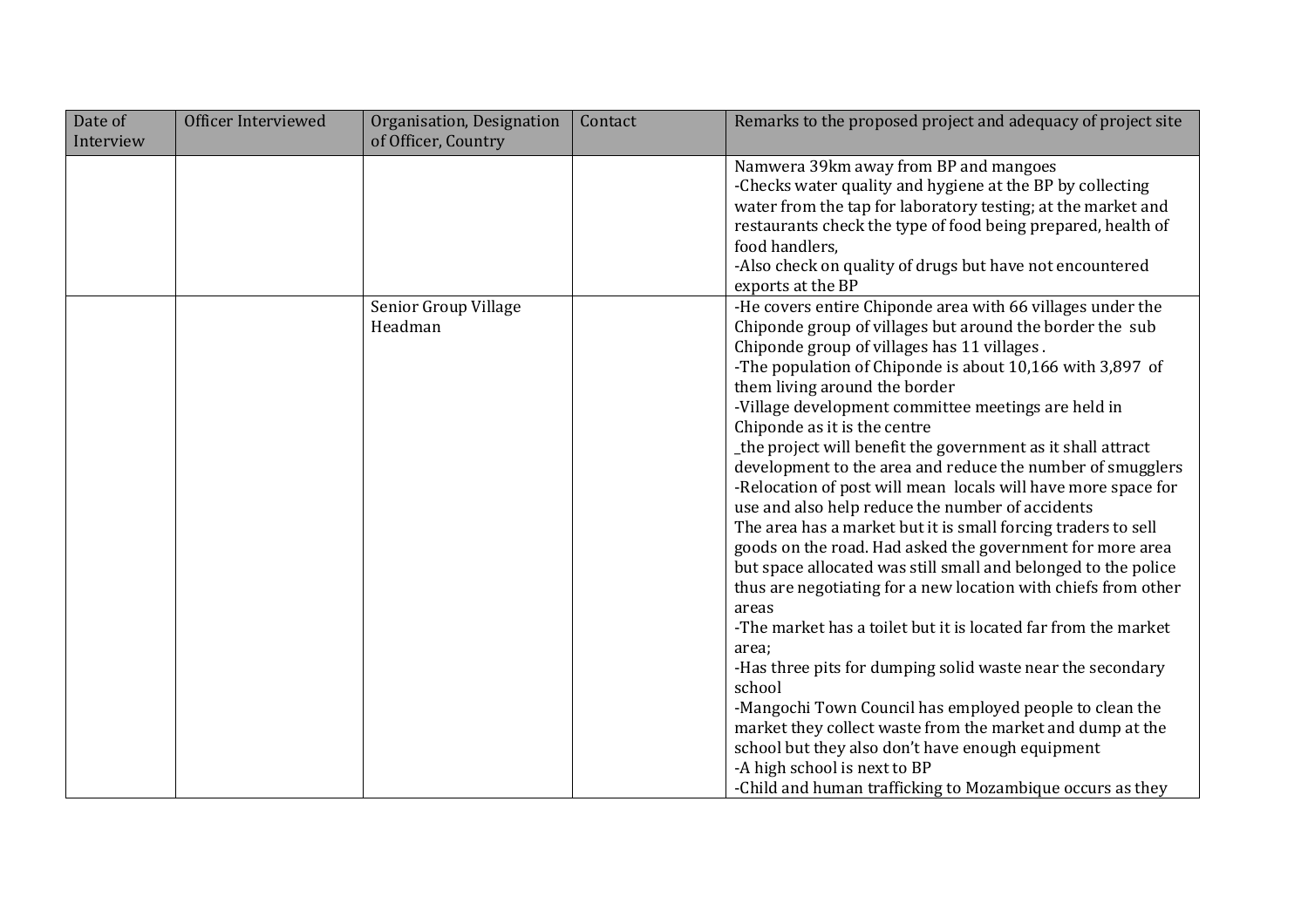| Date of Interview | Officer Interviewed | Organisation, Designation of Officer, Country | Contact | Remarks to the proposed project and adequacy of project site |
|---|---|---|---|---|
| | | | | Namwera 39km away from BP and mangoes<br>-Checks water quality and hygiene at the BP by collecting water from the tap for laboratory testing; at the market and restaurants check the type of food being prepared, health of food handlers,<br>-Also check on quality of drugs but have not encountered exports at the BP |
| | | Senior Group Village Headman | | -He covers entire Chiponde area with 66 villages under the Chiponde group of villages but around the border the sub Chiponde group of villages has 11 villages .<br>-The population of Chiponde is about 10,166 with 3,897 of them living around the border<br>-Village development committee meetings are held in Chiponde as it is the centre<br>_the project will benefit the government as it shall attract development to the area and reduce the number of smugglers<br>-Relocation of post will mean locals will have more space for use and also help reduce the number of accidents<br>The area has a market but it is small forcing traders to sell goods on the road. Had asked the government for more area but space allocated was still small and belonged to the police thus are negotiating for a new location with chiefs from other areas<br>-The market has a toilet but it is located far from the market area;<br>-Has three pits for dumping solid waste near the secondary school<br>-Mangochi Town Council has employed people to clean the market they collect waste from the market and dump at the school but they also don't have enough equipment<br>-A high school is next to BP<br>-Child and human trafficking to Mozambique occurs as they |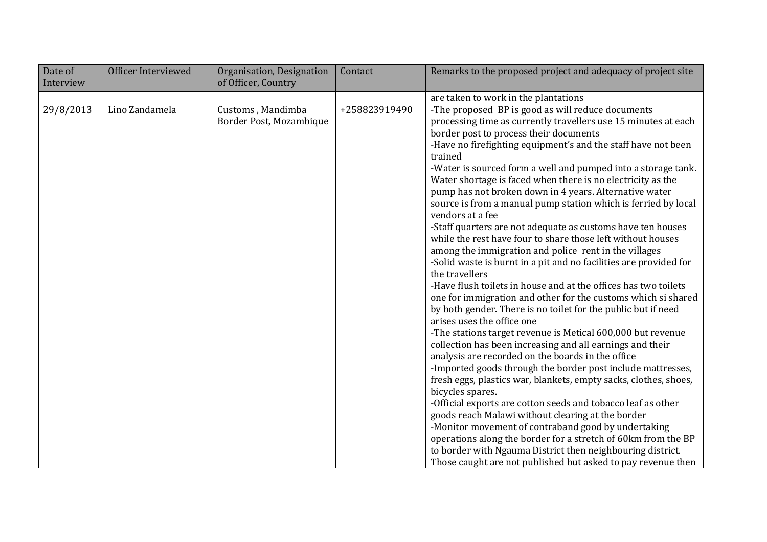| Date of Interview | Officer Interviewed | Organisation, Designation of Officer, Country | Contact | Remarks to the proposed project and adequacy of project site |
|---|---|---|---|---|
| | | | | are taken to work in the plantations |
| 29/8/2013 | Lino Zandamela | Customs , Mandimba Border Post, Mozambique | +258823919490 | -The proposed BP is good as will reduce documents processing time as currently travellers use 15 minutes at each border post to process their documents<br>-Have no firefighting equipment's and the staff have not been trained<br>-Water is sourced form a well and pumped into a storage tank. Water shortage is faced when there is no electricity as the pump has not broken down in 4 years. Alternative water source is from a manual pump station which is ferried by local vendors at a fee<br>-Staff quarters are not adequate as customs have ten houses while the rest have four to share those left without houses among the immigration and police rent in the villages<br>-Solid waste is burnt in a pit and no facilities are provided for the travellers<br>-Have flush toilets in house and at the offices has two toilets one for immigration and other for the customs which si shared by both gender. There is no toilet for the public but if need arises uses the office one<br>-The stations target revenue is Metical 600,000 but revenue collection has been increasing and all earnings and their analysis are recorded on the boards in the office<br>-Imported goods through the border post include mattresses, fresh eggs, plastics war, blankets, empty sacks, clothes, shoes, bicycles spares.<br>-Official exports are cotton seeds and tobacco leaf as other goods reach Malawi without clearing at the border<br>-Monitor movement of contraband good by undertaking operations along the border for a stretch of 60km from the BP to border with Ngauma District then neighbouring district. Those caught are not published but asked to pay revenue then |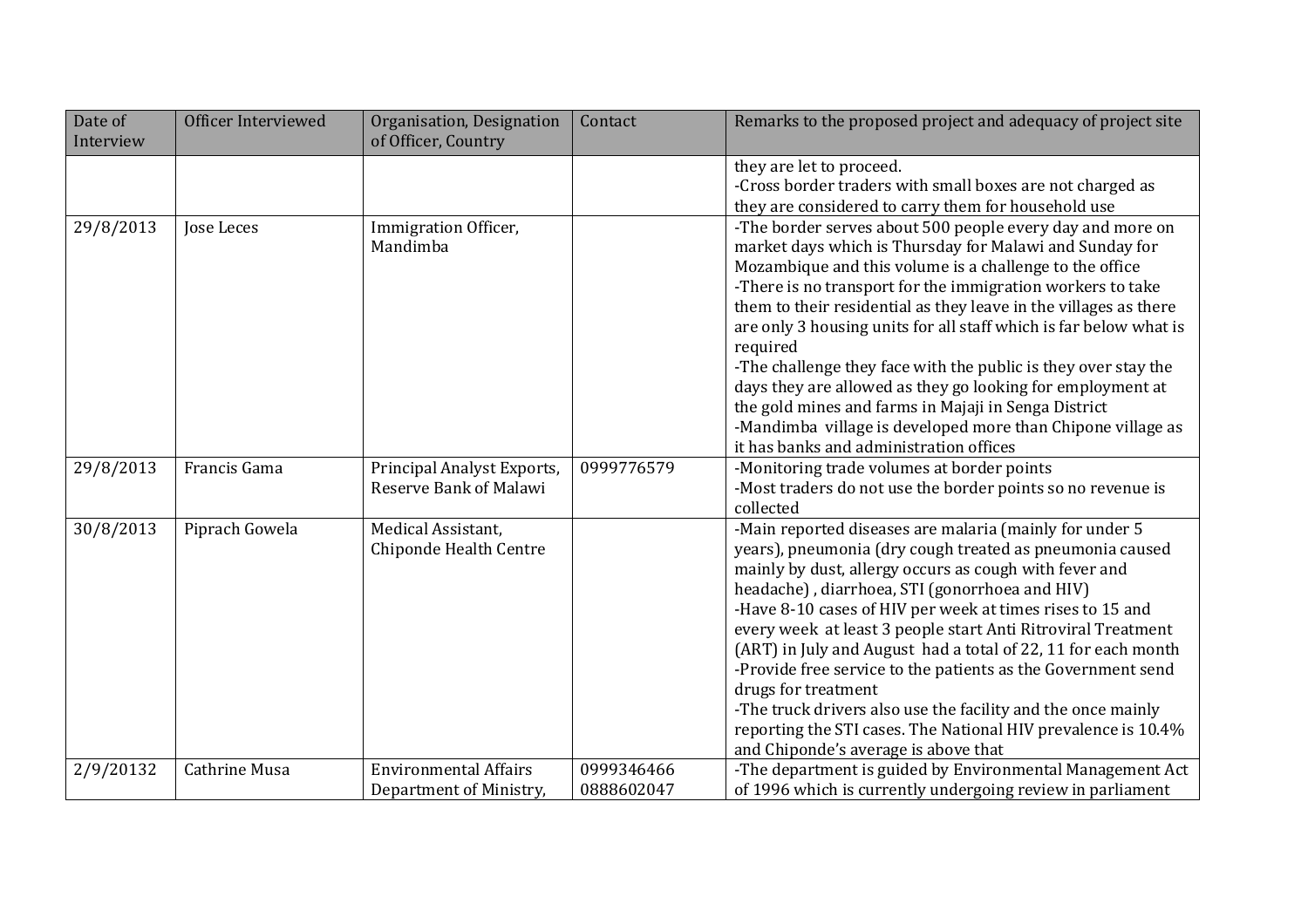| Date of Interview | Officer Interviewed | Organisation, Designation of Officer, Country | Contact | Remarks to the proposed project and adequacy of project site |
|---|---|---|---|---|
| | | | | they are let to proceed.<br>-Cross border traders with small boxes are not charged as they are considered to carry them for household use |
| 29/8/2013 | Jose Leces | Immigration Officer, Mandimba | | -The border serves about 500 people every day and more on market days which is Thursday for Malawi and Sunday for Mozambique and this volume is a challenge to the office<br>-There is no transport for the immigration workers to take them to their residential as they leave in the villages as there are only 3 housing units for all staff which is far below what is required<br>-The challenge they face with the public is they over stay the days they are allowed as they go looking for employment at the gold mines and farms in Majaji in Senga District<br>-Mandimba village is developed more than Chipone village as it has banks and administration offices |
| 29/8/2013 | Francis Gama | Principal Analyst Exports, Reserve Bank of Malawi | 0999776579 | -Monitoring trade volumes at border points<br>-Most traders do not use the border points so no revenue is collected |
| 30/8/2013 | Piprach Gowela | Medical Assistant, Chiponde Health Centre | | -Main reported diseases are malaria (mainly for under 5 years), pneumonia (dry cough treated as pneumonia caused mainly by dust, allergy occurs as cough with fever and headache) , diarrhoea, STI (gonorrhoea and HIV)<br>-Have 8-10 cases of HIV per week at times rises to 15 and every week at least 3 people start Anti Ritroviral Treatment (ART) in July and August had a total of 22, 11 for each month<br>-Provide free service to the patients as the Government send drugs for treatment<br>-The truck drivers also use the facility and the once mainly reporting the STI cases. The National HIV prevalence is 10.4% and Chiponde's average is above that |
| 2/9/20132 | Cathrine Musa | Environmental Affairs Department of Ministry, | 0999346466<br>0888602047 | -The department is guided by Environmental Management Act of 1996 which is currently undergoing review in parliament |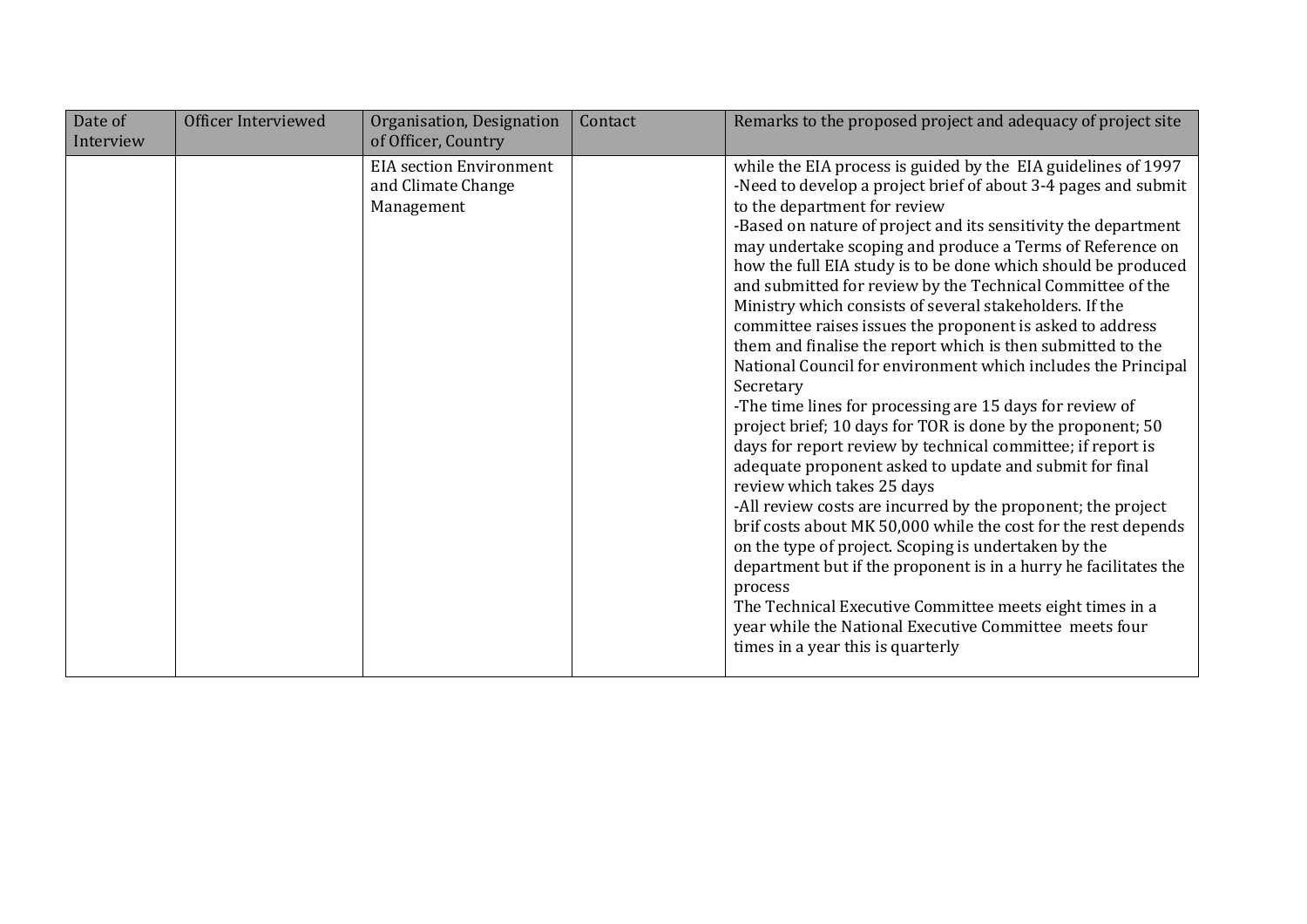| Date of Interview | Officer Interviewed | Organisation, Designation of Officer, Country | Contact | Remarks to the proposed project and adequacy of project site |
|---|---|---|---|---|
| | | EIA section Environment and Climate Change Management | | while the EIA process is guided by the EIA guidelines of 1997<br>-Need to develop a project brief of about 3-4 pages and submit to the department for review<br>-Based on nature of project and its sensitivity the department may undertake scoping and produce a Terms of Reference on how the full EIA study is to be done which should be produced and submitted for review by the Technical Committee of the Ministry which consists of several stakeholders. If the committee raises issues the proponent is asked to address them and finalise the report which is then submitted to the National Council for environment which includes the Principal Secretary<br>-The time lines for processing are 15 days for review of project brief; 10 days for TOR is done by the proponent; 50 days for report review by technical committee; if report is adequate proponent asked to update and submit for final review which takes 25 days<br>-All review costs are incurred by the proponent; the project brif costs about MK 50,000 while the cost for the rest depends on the type of project. Scoping is undertaken by the department but if the proponent is in a hurry he facilitates the process<br>The Technical Executive Committee meets eight times in a year while the National Executive Committee meets four times in a year this is quarterly |